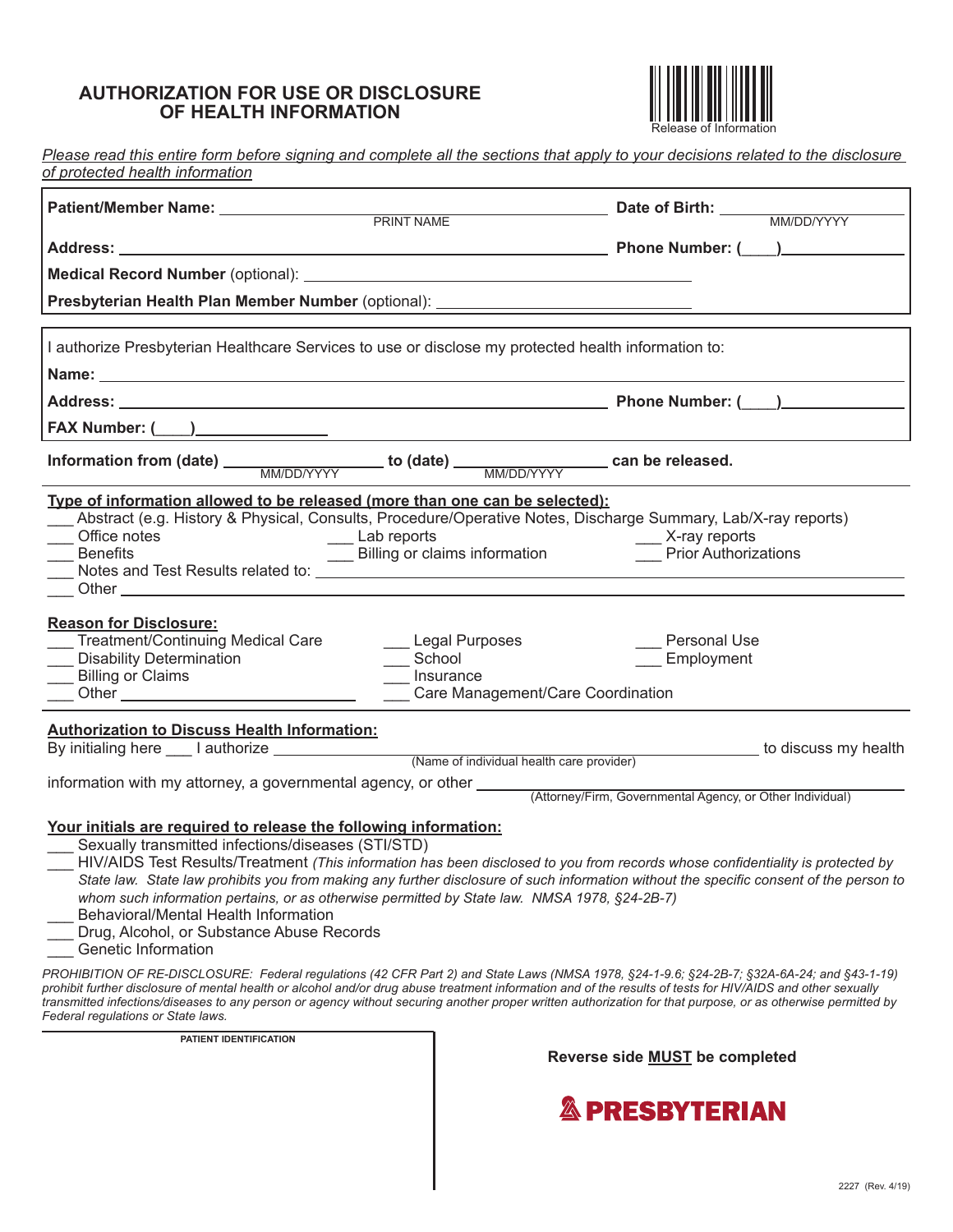# AUTHORIZATION FOR USE OR DISCLOSURE OF HEALTH INFORMATION

Release of Information

*Please read this entire form before signing and complete all the sections that apply to your decisions related to the disclosure of protected health information*

**Patient/Member Name:** ______________________ (PRINT NAME) **Date of Birth:** __________ (MM/DD/YYYY)

**Address:** ______________________ **Phone Number: (____)** __________

**Medical Record Number** (optional): ______________________

**Presbyterian Health Plan Member Number** (optional): ______________________

I authorize Presbyterian Healthcare Services to use or disclose my protected health information to:

**Name:** ______________________

**Address:** ______________________ **Phone Number: (____)** __________

**FAX Number: (____)** __________

**Information from (date)** __________ (MM/DD/YYYY) **to (date)** __________ (MM/DD/YYYY) **can be released.**

**Type of information allowed to be released (more than one can be selected):**

___ Abstract (e.g. History & Physical, Consults, Procedure/Operative Notes, Discharge Summary, Lab/X-ray reports)
___ Office notes ___ Lab reports ___ X-ray reports
___ Benefits ___ Billing or claims information ___ Prior Authorizations
___ Notes and Test Results related to: ______________________
___ Other ______________________

**Reason for Disclosure:**

___ Treatment/Continuing Medical Care ___ Legal Purposes ___ Personal Use
___ Disability Determination ___ School ___ Employment
___ Billing or Claims ___ Insurance
___ Other __________ ___ Care Management/Care Coordination

**Authorization to Discuss Health Information:**

By initialing here ___ I authorize ______________________ (Name of individual health care provider) to discuss my health information with my attorney, a governmental agency, or other ______________________ (Attorney/Firm, Governmental Agency, or Other Individual)

**Your initials are required to release the following information:**

___ Sexually transmitted infections/diseases (STI/STD)
___ HIV/AIDS Test Results/Treatment *(This information has been disclosed to you from records whose confidentiality is protected by State law. State law prohibits you from making any further disclosure of such information without the specific consent of the person to whom such information pertains, or as otherwise permitted by State law. NMSA 1978, §24-2B-7)*
___ Behavioral/Mental Health Information
___ Drug, Alcohol, or Substance Abuse Records
___ Genetic Information

*PROHIBITION OF RE-DISCLOSURE: Federal regulations (42 CFR Part 2) and State Laws (NMSA 1978, §24-1-9.6; §24-2B-7; §32A-6A-24; and §43-1-19) prohibit further disclosure of mental health or alcohol and/or drug abuse treatment information and of the results of tests for HIV/AIDS and other sexually transmitted infections/diseases to any person or agency without securing another proper written authorization for that purpose, or as otherwise permitted by Federal regulations or State laws.*

PATIENT IDENTIFICATION

**Reverse side MUST be completed**

PRESBYTERIAN

2227 (Rev. 4/19)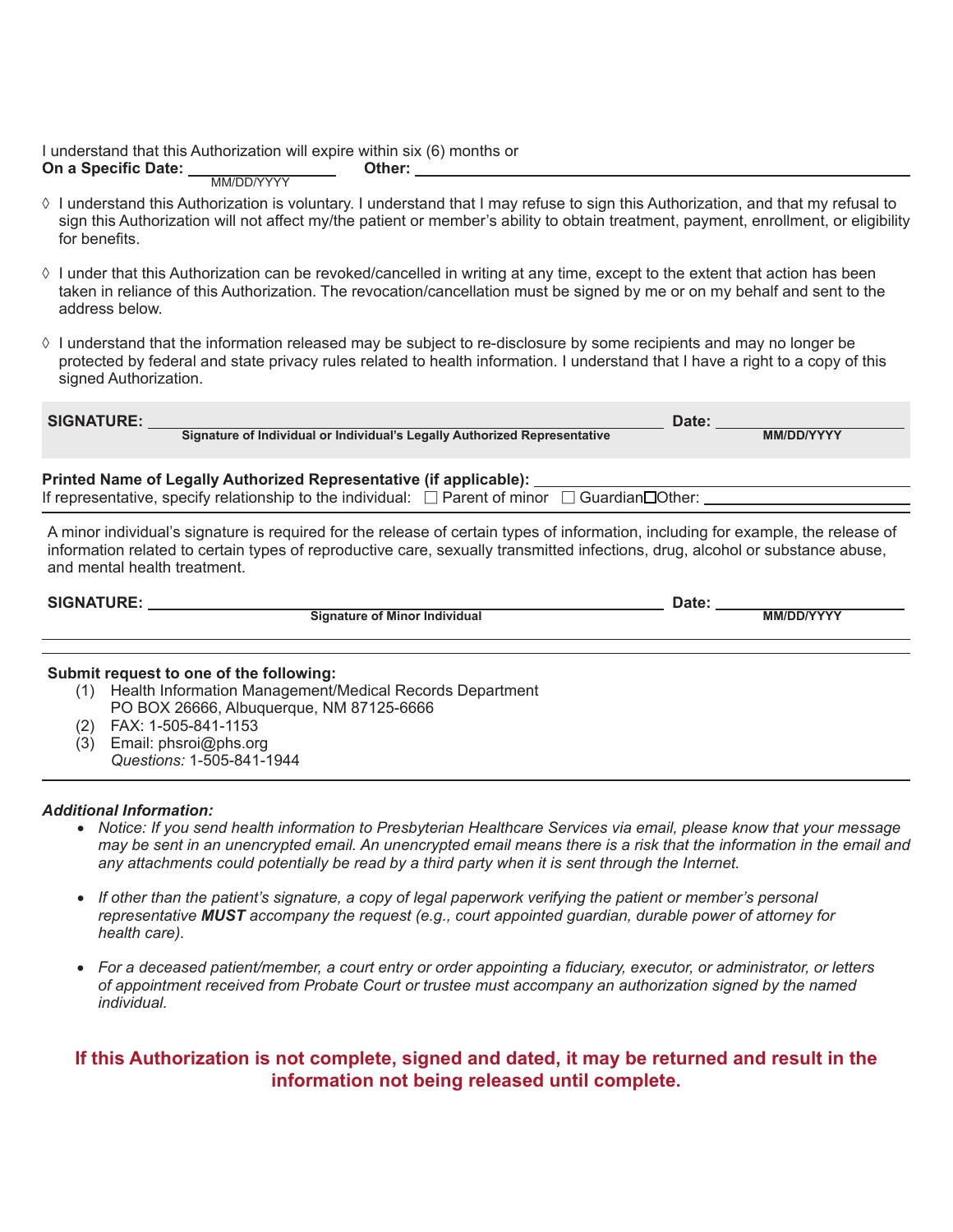I understand that this Authorization will expire within six (6) months or

**On a Specific Date:** ________________ **Other:** ________________________________________
MM/DD/YYYY

◊ I understand this Authorization is voluntary. I understand that I may refuse to sign this Authorization, and that my refusal to sign this Authorization will not affect my/the patient or member's ability to obtain treatment, payment, enrollment, or eligibility for benefits.

◊ I under that this Authorization can be revoked/cancelled in writing at any time, except to the extent that action has been taken in reliance of this Authorization. The revocation/cancellation must be signed by me or on my behalf and sent to the address below.

◊ I understand that the information released may be subject to re-disclosure by some recipients and may no longer be protected by federal and state privacy rules related to health information. I understand that I have a right to a copy of this signed Authorization.

**SIGNATURE:** ________________________________________ **Date:** ________________
**Signature of Individual or Individual's Legally Authorized Representative** **MM/DD/YYYY**

**Printed Name of Legally Authorized Representative (if applicable):** ________________________________________

If representative, specify relationship to the individual: ☐ Parent of minor ☐ Guardian ☐ Other: ________________

A minor individual's signature is required for the release of certain types of information, including for example, the release of information related to certain types of reproductive care, sexually transmitted infections, drug, alcohol or substance abuse, and mental health treatment.

**SIGNATURE:** ________________________________________ **Date:** ________________
**Signature of Minor Individual** **MM/DD/YYYY**

---

**Submit request to one of the following:**

(1) Health Information Management/Medical Records Department
PO BOX 26666, Albuquerque, NM 87125-6666
(2) FAX: 1-505-841-1153
(3) Email: phsroi@phs.org
*Questions:* 1-505-841-1944

---

***Additional Information:***

- *Notice: If you send health information to Presbyterian Healthcare Services via email, please know that your message may be sent in an unencrypted email. An unencrypted email means there is a risk that the information in the email and any attachments could potentially be read by a third party when it is sent through the Internet.*

- *If other than the patient's signature, a copy of legal paperwork verifying the patient or member's personal representative **MUST** accompany the request (e.g., court appointed guardian, durable power of attorney for health care).*

- *For a deceased patient/member, a court entry or order appointing a fiduciary, executor, or administrator, or letters of appointment received from Probate Court or trustee must accompany an authorization signed by the named individual.*

**If this Authorization is not complete, signed and dated, it may be returned and result in the information not being released until complete.**